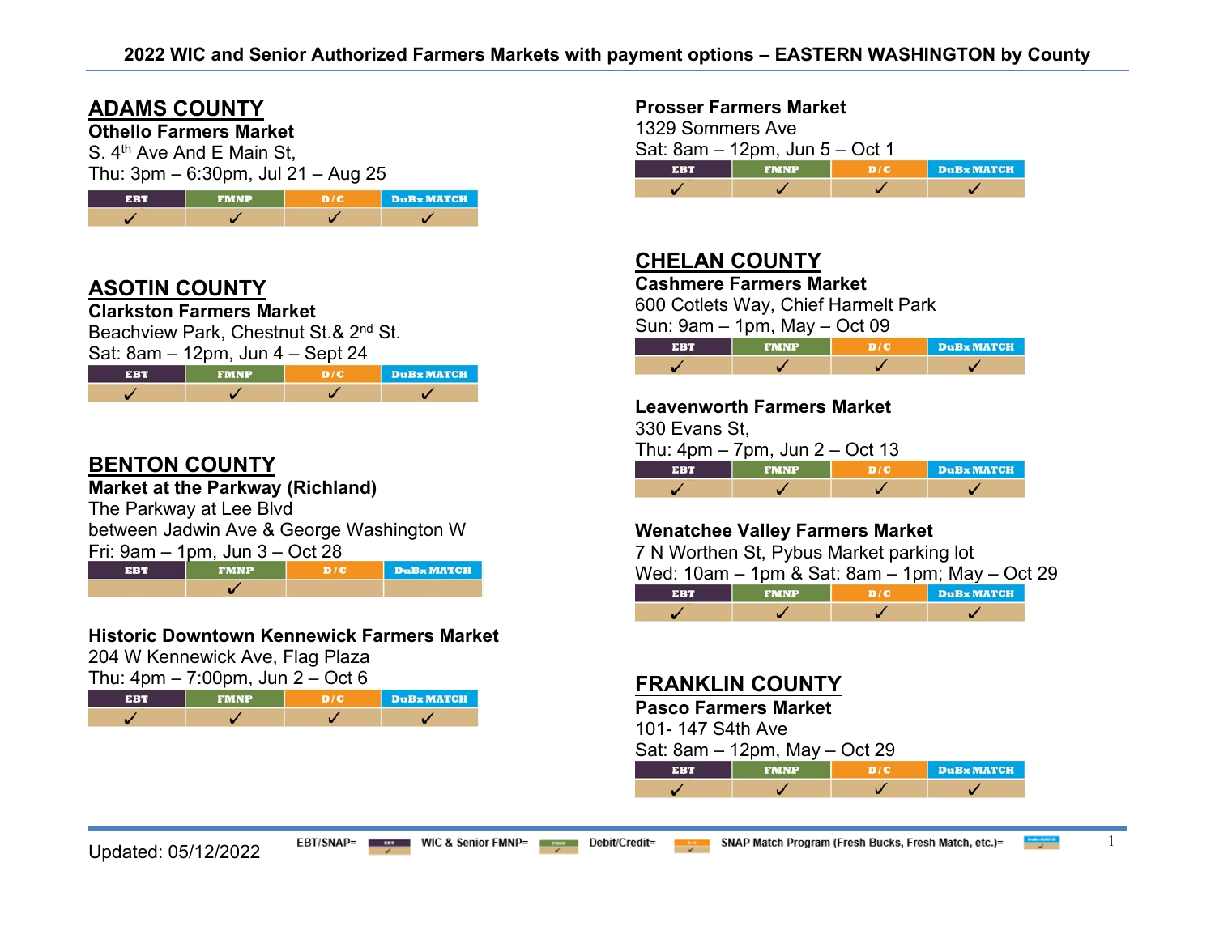# 2022 WIC and Senior Authorized Farmers Markets with payment options – EASTERN WASHINGTON by County

## ADAMS COUNTY

**Othello Farmers Market**
S. 4th Ave And E Main St,
Thu: 3pm – 6:30pm, Jul 21 – Aug 25

| EBT | FMNP | D/C | DuBx MATCH |
|---|---|---|---|
| ✓ | ✓ | ✓ | ✓ |

## ASOTIN COUNTY

**Clarkston Farmers Market**
Beachview Park, Chestnut St.& 2nd St.
Sat: 8am – 12pm, Jun 4 – Sept 24

| EBT | FMNP | D/C | DuBx MATCH |
|---|---|---|---|
| ✓ | ✓ | ✓ | ✓ |

## BENTON COUNTY

**Market at the Parkway (Richland)**
The Parkway at Lee Blvd
between Jadwin Ave & George Washington W
Fri: 9am – 1pm, Jun 3 – Oct 28

| EBT | FMNP | D/C | DuBx MATCH |
|---|---|---|---|
| | ✓ | | |

**Historic Downtown Kennewick Farmers Market**
204 W Kennewick Ave, Flag Plaza
Thu: 4pm – 7:00pm, Jun 2 – Oct 6

| EBT | FMNP | D/C | DuBx MATCH |
|---|---|---|---|
| ✓ | ✓ | ✓ | ✓ |

**Prosser Farmers Market**
1329 Sommers Ave
Sat: 8am – 12pm, Jun 5 – Oct 1

| EBT | FMNP | D/C | DuBx MATCH |
|---|---|---|---|
| ✓ | ✓ | ✓ | ✓ |

## CHELAN COUNTY

**Cashmere Farmers Market**
600 Cotlets Way, Chief Harmelt Park
Sun: 9am – 1pm, May – Oct 09

| EBT | FMNP | D/C | DuBx MATCH |
|---|---|---|---|
| ✓ | ✓ | ✓ | ✓ |

**Leavenworth Farmers Market**
330 Evans St,
Thu: 4pm – 7pm, Jun 2 – Oct 13

| EBT | FMNP | D/C | DuBx MATCH |
|---|---|---|---|
| ✓ | ✓ | ✓ | ✓ |

**Wenatchee Valley Farmers Market**
7 N Worthen St, Pybus Market parking lot
Wed: 10am – 1pm & Sat: 8am – 1pm; May – Oct 29

| EBT | FMNP | D/C | DuBx MATCH |
|---|---|---|---|
| ✓ | ✓ | ✓ | ✓ |

## FRANKLIN COUNTY

**Pasco Farmers Market**
101- 147 S4th Ave
Sat: 8am – 12pm, May – Oct 29

| EBT | FMNP | D/C | DuBx MATCH |
|---|---|---|---|
| ✓ | ✓ | ✓ | ✓ |

Updated: 05/12/2022

EBT/SNAP= EBT | WIC & Senior FMNP= FMNP | Debit/Credit= D/C | SNAP Match Program (Fresh Bucks, Fresh Match, etc.)= DuBx MATCH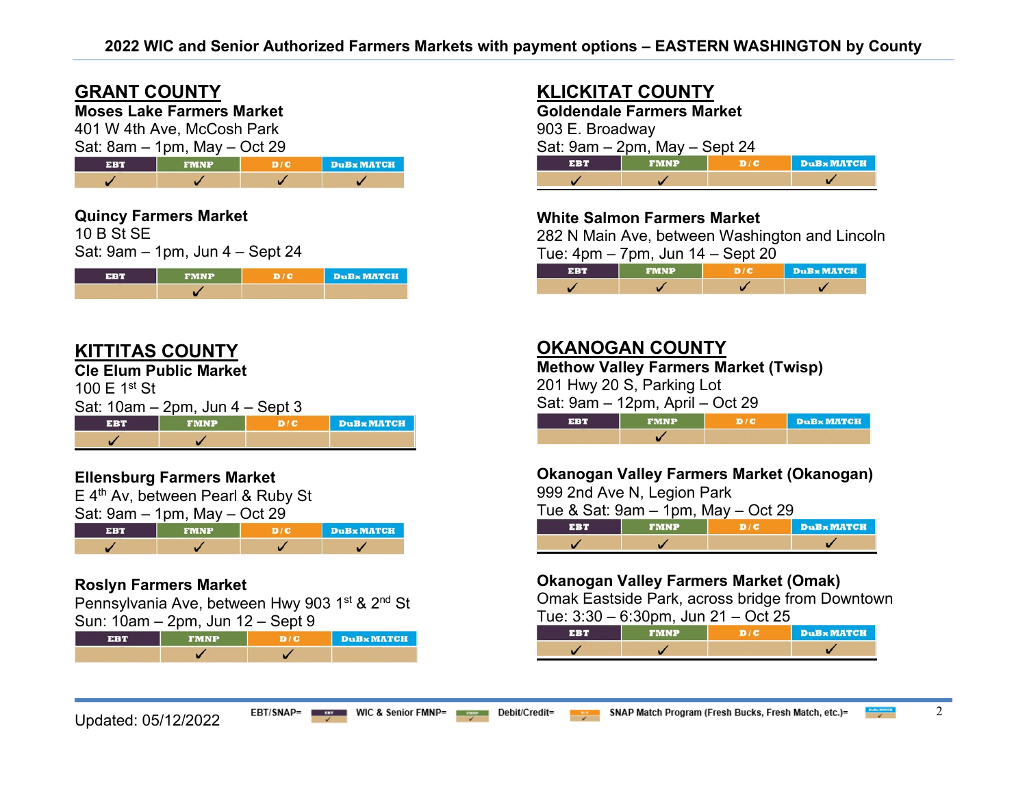**2022 WIC and Senior Authorized Farmers Markets with payment options – EASTERN WASHINGTON by County**

## GRANT COUNTY

**Moses Lake Farmers Market**
401 W 4th Ave, McCosh Park
Sat: 8am – 1pm, May – Oct 29

| EBT | FMNP | D/C | DuBx MATCH |
|---|---|---|---|
| ✓ | ✓ | ✓ | ✓ |

**Quincy Farmers Market**
10 B St SE
Sat: 9am – 1pm, Jun 4 – Sept 24

| EBT | FMNP | D/C | DuBx MATCH |
|---|---|---|---|
| | ✓ | | |

## KITTITAS COUNTY

**Cle Elum Public Market**
100 E 1st St
Sat: 10am – 2pm, Jun 4 – Sept 3

| EBT | FMNP | D/C | DuBx MATCH |
|---|---|---|---|
| ✓ | ✓ | | |

**Ellensburg Farmers Market**
E 4th Av, between Pearl & Ruby St
Sat: 9am – 1pm, May – Oct 29

| EBT | FMNP | D/C | DuBx MATCH |
|---|---|---|---|
| ✓ | ✓ | ✓ | ✓ |

**Roslyn Farmers Market**
Pennsylvania Ave, between Hwy 903 1st & 2nd St
Sun: 10am – 2pm, Jun 12 – Sept 9

| EBT | FMNP | D/C | DuBx MATCH |
|---|---|---|---|
| | ✓ | ✓ | |

## KLICKITAT COUNTY

**Goldendale Farmers Market**
903 E. Broadway
Sat: 9am – 2pm, May – Sept 24

| EBT | FMNP | D/C | DuBx MATCH |
|---|---|---|---|
| ✓ | ✓ | | ✓ |

**White Salmon Farmers Market**
282 N Main Ave, between Washington and Lincoln
Tue: 4pm – 7pm, Jun 14 – Sept 20

| EBT | FMNP | D/C | DuBx MATCH |
|---|---|---|---|
| ✓ | ✓ | ✓ | ✓ |

## OKANOGAN COUNTY

**Methow Valley Farmers Market (Twisp)**
201 Hwy 20 S, Parking Lot
Sat: 9am – 12pm, April – Oct 29

| EBT | FMNP | D/C | DuBx MATCH |
|---|---|---|---|
| | ✓ | | |

**Okanogan Valley Farmers Market (Okanogan)**
999 2nd Ave N, Legion Park
Tue & Sat: 9am – 1pm, May – Oct 29

| EBT | FMNP | D/C | DuBx MATCH |
|---|---|---|---|
| ✓ | ✓ | | ✓ |

**Okanogan Valley Farmers Market (Omak)**
Omak Eastside Park, across bridge from Downtown
Tue: 3:30 – 6:30pm, Jun 21 – Oct 25

| EBT | FMNP | D/C | DuBx MATCH |
|---|---|---|---|
| ✓ | ✓ | | ✓ |

Updated: 05/12/2022

EBT/SNAP= EBT | WIC & Senior FMNP= FMNP | Debit/Credit= D/C | SNAP Match Program (Fresh Bucks, Fresh Match, etc.)= DuBx MATCH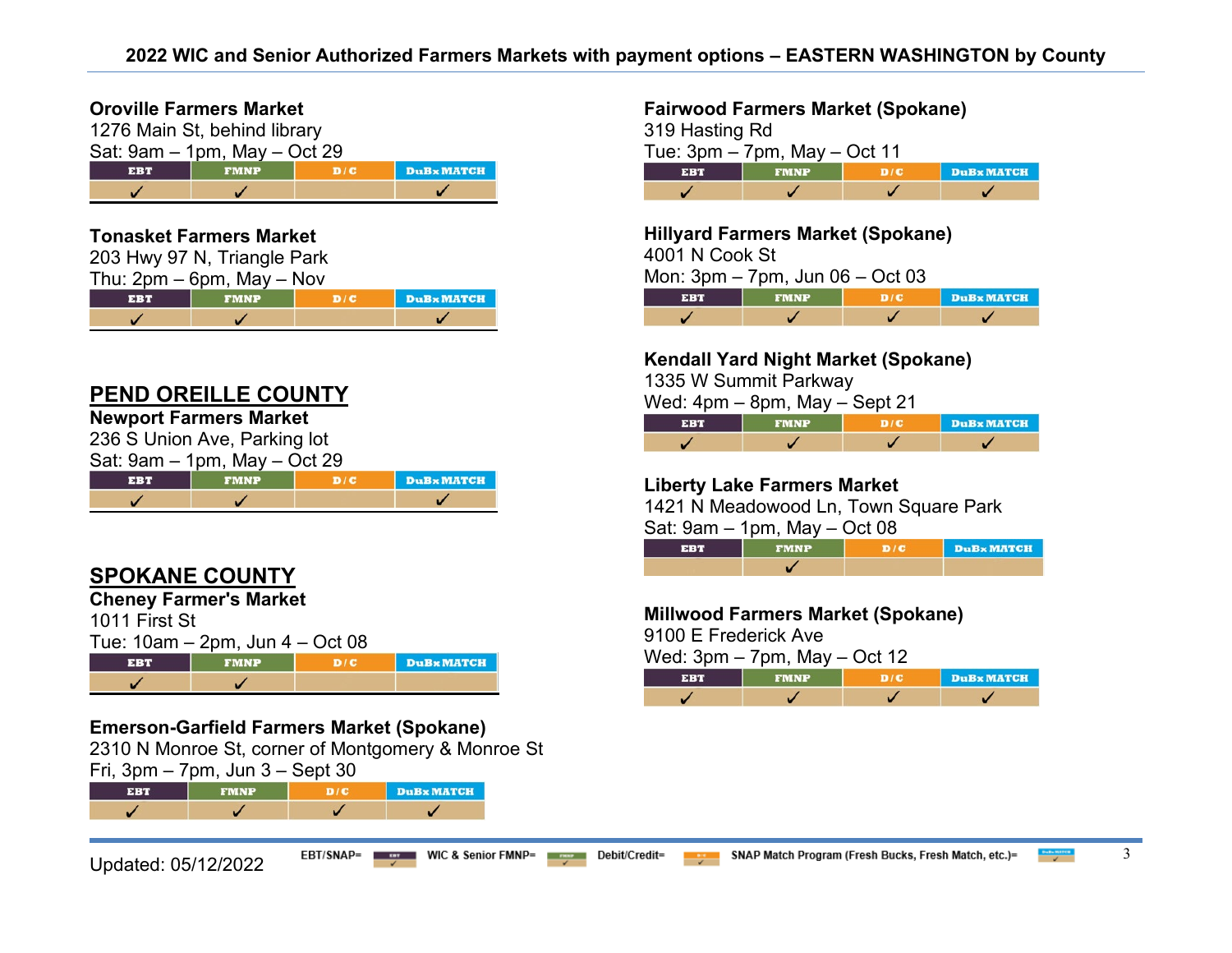## 2022 WIC and Senior Authorized Farmers Markets with payment options – EASTERN WASHINGTON by County

**Oroville Farmers Market**
1276 Main St, behind library
Sat: 9am – 1pm, May – Oct 29

| EBT | FMNP | D / C | DuBx MATCH |
|---|---|---|---|
| ✓ | ✓ | | ✓ |

**Tonasket Farmers Market**
203 Hwy 97 N, Triangle Park
Thu: 2pm – 6pm, May – Nov

| EBT | FMNP | D / C | DuBx MATCH |
|---|---|---|---|
| ✓ | ✓ | | ✓ |

## PEND OREILLE COUNTY

**Newport Farmers Market**
236 S Union Ave, Parking lot
Sat: 9am – 1pm, May – Oct 29

| EBT | FMNP | D / C | DuBx MATCH |
|---|---|---|---|
| ✓ | ✓ | | ✓ |

## SPOKANE COUNTY

**Cheney Farmer's Market**
1011 First St
Tue: 10am – 2pm, Jun 4 – Oct 08

| EBT | FMNP | D / C | DuBx MATCH |
|---|---|---|---|
| ✓ | ✓ | | |

**Emerson-Garfield Farmers Market (Spokane)**
2310 N Monroe St, corner of Montgomery & Monroe St
Fri, 3pm – 7pm, Jun 3 – Sept 30

| EBT | FMNP | D / C | DuBx MATCH |
|---|---|---|---|
| ✓ | ✓ | ✓ | ✓ |

**Fairwood Farmers Market (Spokane)**
319 Hasting Rd
Tue: 3pm – 7pm, May – Oct 11

| EBT | FMNP | D / C | DuBx MATCH |
|---|---|---|---|
| ✓ | ✓ | ✓ | ✓ |

**Hillyard Farmers Market (Spokane)**
4001 N Cook St
Mon: 3pm – 7pm, Jun 06 – Oct 03

| EBT | FMNP | D / C | DuBx MATCH |
|---|---|---|---|
| ✓ | ✓ | ✓ | ✓ |

**Kendall Yard Night Market (Spokane)**
1335 W Summit Parkway
Wed: 4pm – 8pm, May – Sept 21

| EBT | FMNP | D / C | DuBx MATCH |
|---|---|---|---|
| ✓ | ✓ | ✓ | ✓ |

**Liberty Lake Farmers Market**
1421 N Meadowood Ln, Town Square Park
Sat: 9am – 1pm, May – Oct 08

| EBT | FMNP | D / C | DuBx MATCH |
|---|---|---|---|
| | ✓ | | |

**Millwood Farmers Market (Spokane)**
9100 E Frederick Ave
Wed: 3pm – 7pm, May – Oct 12

| EBT | FMNP | D / C | DuBx MATCH |
|---|---|---|---|
| ✓ | ✓ | ✓ | ✓ |

Updated: 05/12/2022

EBT/SNAP= EBT | WIC & Senior FMNP= FMNP | Debit/Credit= D/C | SNAP Match Program (Fresh Bucks, Fresh Match, etc.)= DuBx MATCH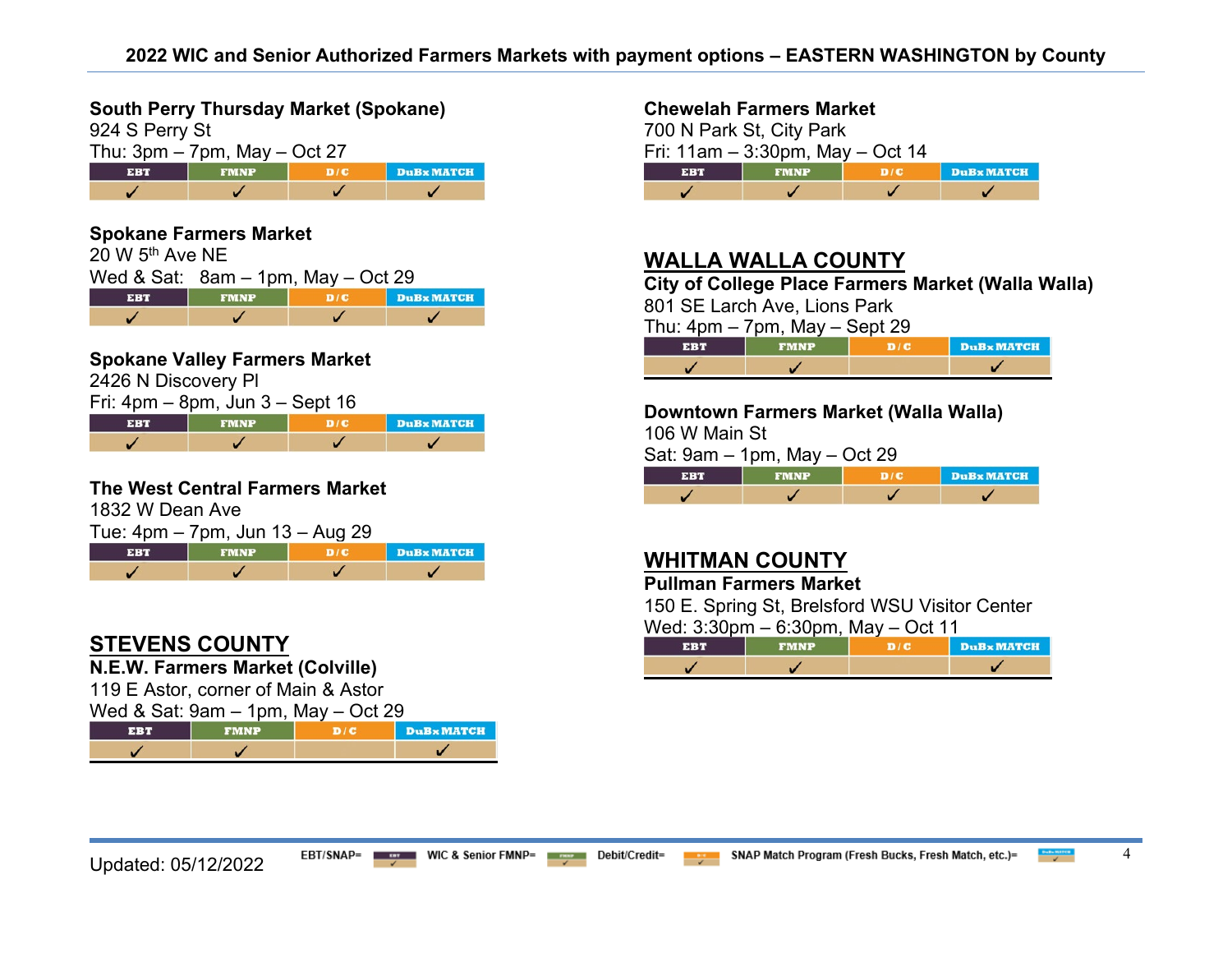## 2022 WIC and Senior Authorized Farmers Markets with payment options – EASTERN WASHINGTON by County

**South Perry Thursday Market (Spokane)**
924 S Perry St
Thu: 3pm – 7pm, May – Oct 27

| EBT | FMNP | D/C | DuBx MATCH |
|---|---|---|---|
| ✓ | ✓ | ✓ | ✓ |

**Spokane Farmers Market**
20 W 5th Ave NE
Wed & Sat: 8am – 1pm, May – Oct 29

| EBT | FMNP | D/C | DuBx MATCH |
|---|---|---|---|
| ✓ | ✓ | ✓ | ✓ |

**Spokane Valley Farmers Market**
2426 N Discovery Pl
Fri: 4pm – 8pm, Jun 3 – Sept 16

| EBT | FMNP | D/C | DuBx MATCH |
|---|---|---|---|
| ✓ | ✓ | ✓ | ✓ |

**The West Central Farmers Market**
1832 W Dean Ave
Tue: 4pm – 7pm, Jun 13 – Aug 29

| EBT | FMNP | D/C | DuBx MATCH |
|---|---|---|---|
| ✓ | ✓ | ✓ | ✓ |

## STEVENS COUNTY

**N.E.W. Farmers Market (Colville)**
119 E Astor, corner of Main & Astor
Wed & Sat: 9am – 1pm, May – Oct 29

| EBT | FMNP | D/C | DuBx MATCH |
|---|---|---|---|
| ✓ | ✓ | | ✓ |

**Chewelah Farmers Market**
700 N Park St, City Park
Fri: 11am – 3:30pm, May – Oct 14

| EBT | FMNP | D/C | DuBx MATCH |
|---|---|---|---|
| ✓ | ✓ | ✓ | ✓ |

## WALLA WALLA COUNTY

**City of College Place Farmers Market (Walla Walla)**
801 SE Larch Ave, Lions Park
Thu: 4pm – 7pm, May – Sept 29

| EBT | FMNP | D/C | DuBx MATCH |
|---|---|---|---|
| ✓ | ✓ | | ✓ |

**Downtown Farmers Market (Walla Walla)**
106 W Main St
Sat: 9am – 1pm, May – Oct 29

| EBT | FMNP | D/C | DuBx MATCH |
|---|---|---|---|
| ✓ | ✓ | ✓ | ✓ |

## WHITMAN COUNTY

**Pullman Farmers Market**
150 E. Spring St, Brelsford WSU Visitor Center
Wed: 3:30pm – 6:30pm, May – Oct 11

| EBT | FMNP | D/C | DuBx MATCH |
|---|---|---|---|
| ✓ | ✓ | | ✓ |

Updated: 05/12/2022

EBT/SNAP= EBT | WIC & Senior FMNP= FMNP | Debit/Credit= D/C | SNAP Match Program (Fresh Bucks, Fresh Match, etc.)= DuBx MATCH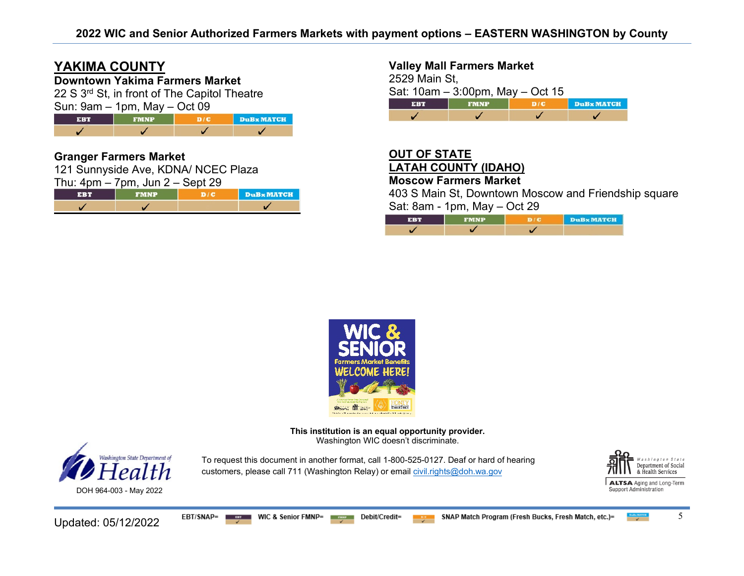# 2022 WIC and Senior Authorized Farmers Markets with payment options – EASTERN WASHINGTON by County

## YAKIMA COUNTY

### Downtown Yakima Farmers Market

22 S 3rd St, in front of The Capitol Theatre
Sun: 9am – 1pm, May – Oct 09

| EBT | FMNP | D / C | DuBx MATCH |
|---|---|---|---|
| ✓ | ✓ | ✓ | ✓ |

### Granger Farmers Market

121 Sunnyside Ave, KDNA/ NCEC Plaza
Thu: 4pm – 7pm, Jun 2 – Sept 29

| EBT | FMNP | D / C | DuBx MATCH |
|---|---|---|---|
| ✓ | ✓ | | ✓ |

### Valley Mall Farmers Market

2529 Main St,
Sat: 10am – 3:00pm, May – Oct 15

| EBT | FMNP | D / C | DuBx MATCH |
|---|---|---|---|
| ✓ | ✓ | ✓ | ✓ |

## OUT OF STATE

## LATAH COUNTY (IDAHO)

### Moscow Farmers Market

403 S Main St, Downtown Moscow and Friendship square
Sat: 8am - 1pm, May – Oct 29

| EBT | FMNP | D / C | DuBx MATCH |
|---|---|---|---|
| ✓ | ✓ | ✓ | |

**This institution is an equal opportunity provider.**
Washington WIC doesn't discriminate.

To request this document in another format, call 1-800-525-0127. Deaf or hard of hearing customers, please call 711 (Washington Relay) or email civil.rights@doh.wa.gov

DOH 964-003 - May 2022

Updated: 05/12/2022

EBT/SNAP= EBT | WIC & Senior FMNP= FMNP | Debit/Credit= D/C | SNAP Match Program (Fresh Bucks, Fresh Match, etc.)= DuBx MATCH